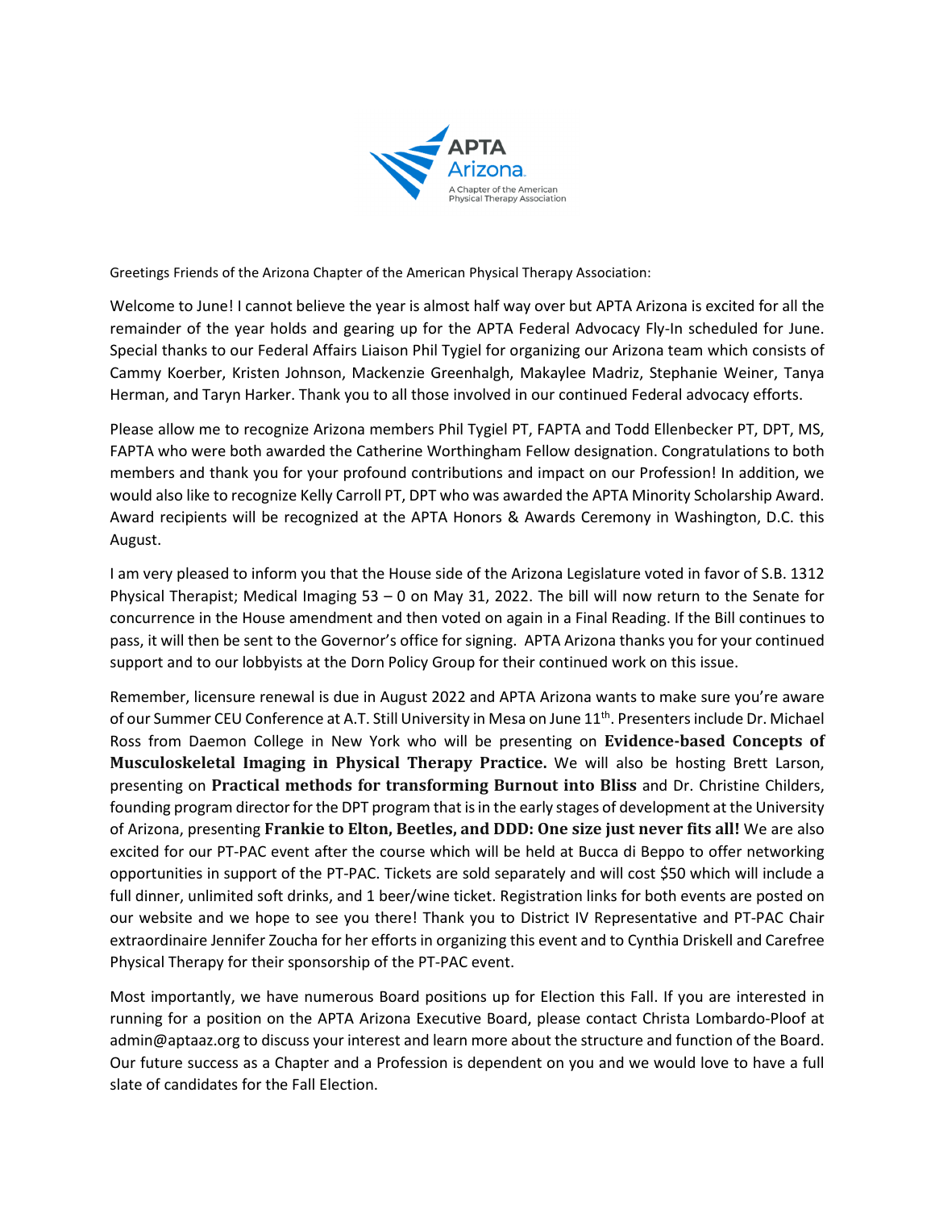Greetings Friends of the Arizona Chapter of the American Physical Therapy Association:

Welcome to June! I cannot believe the year is almost half way over but APTA Arizona is excited for all the remainder of the year holds and gearing up for the APTA Federal Advocacy Fly-In scheduled for June. Special thanks to our Federal Affairs Liaison Phil Tygiel for organizing our Arizona team which consists of Cammy Koerber, Kristen Johnson, Mackenzie Greenhalgh, Makaylee Madriz, Stephanie Weiner, Tanya Herman, and Taryn Harker. Thank you to all those involved in our continued Federal advocacy efforts.

Please allow me to recognize Arizona members Phil Tygiel PT, FAPTA and Todd Ellenbecker PT, DPT, MS, FAPTA who were both awarded the Catherine Worthingham Fellow designation. Congratulations to both members and thank you for your profound contributions and impact on our Profession! In addition, we would also like to recognize Kelly Carroll PT, DPT who was awarded the APTA Minority Scholarship Award. Award recipients will be recognized at the APTA Honors & Awards Ceremony in Washington, D.C. this August.

I am very pleased to inform you that the House side of the Arizona Legislature voted in favor of S.B. 1312 Physical Therapist; Medical Imaging 53 – 0 on May 31, 2022. The bill will now return to the Senate for concurrence in the House amendment and then voted on again in a Final Reading. If the Bill continues to pass, it will then be sent to the Governor's office for signing. APTA Arizona thanks you for your continued support and to our lobbyists at the Dorn Policy Group for their continued work on this issue.

Remember, licensure renewal is due in August 2022 and APTA Arizona wants to make sure you're aware of our Summer CEU Conference at A.T. Still University in Mesa on June 11th. Presenters include Dr. Michael Ross from Daemon College in New York who will be presenting on **Evidence-based Concepts of Musculoskeletal Imaging in Physical Therapy Practice.** We will also be hosting Brett Larson, presenting on **Practical methods for transforming Burnout into Bliss** and Dr. Christine Childers, founding program director for the DPT program that is in the early stages of development at the University of Arizona, presenting **Frankie to Elton, Beetles, and DDD: One size just never fits all!** We are also excited for our PT-PAC event after the course which will be held at Bucca di Beppo to offer networking opportunities in support of the PT-PAC. Tickets are sold separately and will cost $50 which will include a full dinner, unlimited soft drinks, and 1 beer/wine ticket. Registration links for both events are posted on our website and we hope to see you there! Thank you to District IV Representative and PT-PAC Chair extraordinaire Jennifer Zoucha for her efforts in organizing this event and to Cynthia Driskell and Carefree Physical Therapy for their sponsorship of the PT-PAC event.

Most importantly, we have numerous Board positions up for Election this Fall. If you are interested in running for a position on the APTA Arizona Executive Board, please contact Christa Lombardo-Ploof at admin@aptaaz.org to discuss your interest and learn more about the structure and function of the Board. Our future success as a Chapter and a Profession is dependent on you and we would love to have a full slate of candidates for the Fall Election.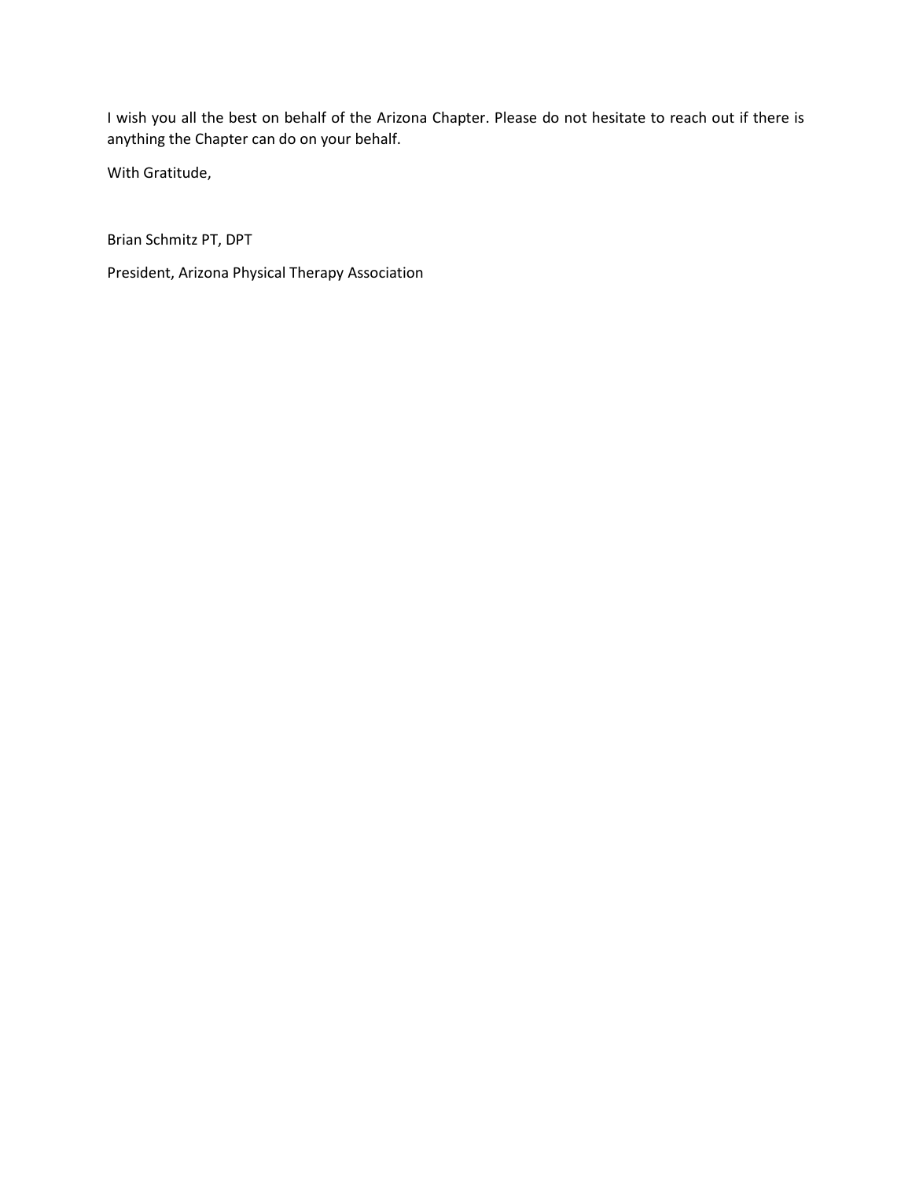I wish you all the best on behalf of the Arizona Chapter. Please do not hesitate to reach out if there is anything the Chapter can do on your behalf.

With Gratitude,

Brian Schmitz PT, DPT

President, Arizona Physical Therapy Association